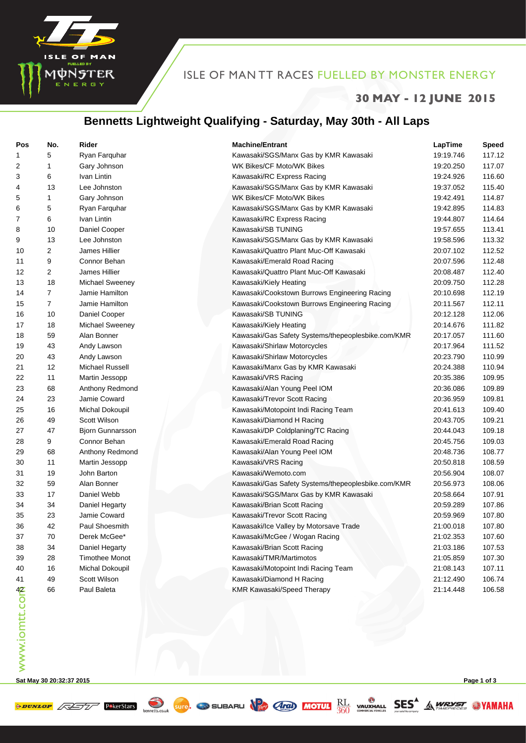ISLE OF MAN TT RACES FUELLED BY MONSTER ENERGY

**30 MAY - 12 JUNE 2015**

## Bennetts Lightweight Qualifying - Saturday, May 30th - All Laps

| Pos | No. | Rider | Machine/Entrant | LapTime | Speed |
|---|---|---|---|---|---|
| 1 | 5 | Ryan Farquhar | Kawasaki/SGS/Manx Gas by KMR Kawasaki | 19:19.746 | 117.12 |
| 2 | 1 | Gary Johnson | WK Bikes/CF Moto/WK Bikes | 19:20.250 | 117.07 |
| 3 | 6 | Ivan Lintin | Kawasaki/RC Express Racing | 19:24.926 | 116.60 |
| 4 | 13 | Lee Johnston | Kawasaki/SGS/Manx Gas by KMR Kawasaki | 19:37.052 | 115.40 |
| 5 | 1 | Gary Johnson | WK Bikes/CF Moto/WK Bikes | 19:42.491 | 114.87 |
| 6 | 5 | Ryan Farquhar | Kawasaki/SGS/Manx Gas by KMR Kawasaki | 19:42.895 | 114.83 |
| 7 | 6 | Ivan Lintin | Kawasaki/RC Express Racing | 19:44.807 | 114.64 |
| 8 | 10 | Daniel Cooper | Kawasaki/SB TUNING | 19:57.655 | 113.41 |
| 9 | 13 | Lee Johnston | Kawasaki/SGS/Manx Gas by KMR Kawasaki | 19:58.596 | 113.32 |
| 10 | 2 | James Hillier | Kawasaki/Quattro Plant Muc-Off Kawasaki | 20:07.102 | 112.52 |
| 11 | 9 | Connor Behan | Kawasaki/Emerald Road Racing | 20:07.596 | 112.48 |
| 12 | 2 | James Hillier | Kawasaki/Quattro Plant Muc-Off Kawasaki | 20:08.487 | 112.40 |
| 13 | 18 | Michael Sweeney | Kawasaki/Kiely Heating | 20:09.750 | 112.28 |
| 14 | 7 | Jamie Hamilton | Kawasaki/Cookstown Burrows Engineering Racing | 20:10.698 | 112.19 |
| 15 | 7 | Jamie Hamilton | Kawasaki/Cookstown Burrows Engineering Racing | 20:11.567 | 112.11 |
| 16 | 10 | Daniel Cooper | Kawasaki/SB TUNING | 20:12.128 | 112.06 |
| 17 | 18 | Michael Sweeney | Kawasaki/Kiely Heating | 20:14.676 | 111.82 |
| 18 | 59 | Alan Bonner | Kawasaki/Gas Safety Systems/thepeoplesbike.com/KMR | 20:17.057 | 111.60 |
| 19 | 43 | Andy Lawson | Kawasaki/Shirlaw Motorcycles | 20:17.964 | 111.52 |
| 20 | 43 | Andy Lawson | Kawasaki/Shirlaw Motorcycles | 20:23.790 | 110.99 |
| 21 | 12 | Michael Russell | Kawasaki/Manx Gas by KMR Kawasaki | 20:24.388 | 110.94 |
| 22 | 11 | Martin Jessopp | Kawasaki/VRS Racing | 20:35.386 | 109.95 |
| 23 | 68 | Anthony Redmond | Kawasaki/Alan Young Peel IOM | 20:36.086 | 109.89 |
| 24 | 23 | Jamie Coward | Kawasaki/Trevor Scott Racing | 20:36.959 | 109.81 |
| 25 | 16 | Michal Dokoupil | Kawasaki/Motopoint Indi Racing Team | 20:41.613 | 109.40 |
| 26 | 49 | Scott Wilson | Kawasaki/Diamond H Racing | 20:43.705 | 109.21 |
| 27 | 47 | Bjorn Gunnarsson | Kawasaki/DP Coldplaning/TC Racing | 20:44.043 | 109.18 |
| 28 | 9 | Connor Behan | Kawasaki/Emerald Road Racing | 20:45.756 | 109.03 |
| 29 | 68 | Anthony Redmond | Kawasaki/Alan Young Peel IOM | 20:48.736 | 108.77 |
| 30 | 11 | Martin Jessopp | Kawasaki/VRS Racing | 20:50.818 | 108.59 |
| 31 | 19 | John Barton | Kawasaki/Wemoto.com | 20:56.904 | 108.07 |
| 32 | 59 | Alan Bonner | Kawasaki/Gas Safety Systems/thepeoplesbike.com/KMR | 20:56.973 | 108.06 |
| 33 | 17 | Daniel Webb | Kawasaki/SGS/Manx Gas by KMR Kawasaki | 20:58.664 | 107.91 |
| 34 | 34 | Daniel Hegarty | Kawasaki/Brian Scott Racing | 20:59.289 | 107.86 |
| 35 | 23 | Jamie Coward | Kawasaki/Trevor Scott Racing | 20:59.969 | 107.80 |
| 36 | 42 | Paul Shoesmith | Kawasaki/Ice Valley by Motorsave Trade | 21:00.018 | 107.80 |
| 37 | 70 | Derek McGee* | Kawasaki/McGee / Wogan Racing | 21:02.353 | 107.60 |
| 38 | 34 | Daniel Hegarty | Kawasaki/Brian Scott Racing | 21:03.186 | 107.53 |
| 39 | 28 | Timothee Monot | Kawasaki/TMR/Martimotos | 21:05.859 | 107.30 |
| 40 | 16 | Michal Dokoupil | Kawasaki/Motopoint Indi Racing Team | 21:08.143 | 107.11 |
| 41 | 49 | Scott Wilson | Kawasaki/Diamond H Racing | 21:12.490 | 106.74 |
| 42 | 66 | Paul Baleta | KMR Kawasaki/Speed Therapy | 21:14.448 | 106.58 |

Sat May 30 20:32:37 2015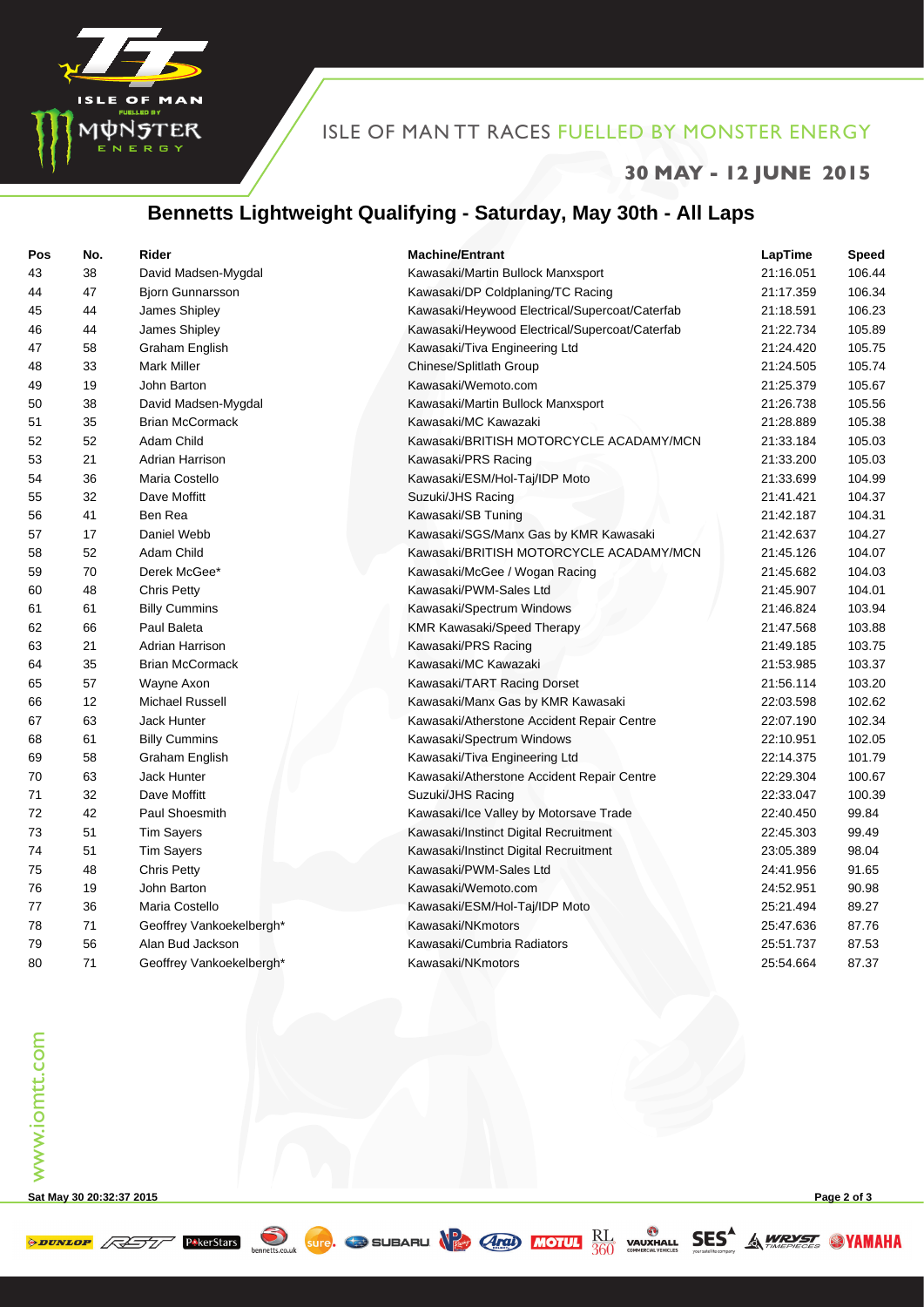# Bennetts Lightweight Qualifying - Saturday, May 30th - All Laps

| Pos | No. | Rider | Machine/Entrant | LapTime | Speed |
|---|---|---|---|---|---|
| 43 | 38 | David Madsen-Mygdal | Kawasaki/Martin Bullock Manxsport | 21:16.051 | 106.44 |
| 44 | 47 | Bjorn Gunnarsson | Kawasaki/DP Coldplaning/TC Racing | 21:17.359 | 106.34 |
| 45 | 44 | James Shipley | Kawasaki/Heywood Electrical/Supercoat/Caterfab | 21:18.591 | 106.23 |
| 46 | 44 | James Shipley | Kawasaki/Heywood Electrical/Supercoat/Caterfab | 21:22.734 | 105.89 |
| 47 | 58 | Graham English | Kawasaki/Tiva Engineering Ltd | 21:24.420 | 105.75 |
| 48 | 33 | Mark Miller | Chinese/Splitlath Group | 21:24.505 | 105.74 |
| 49 | 19 | John Barton | Kawasaki/Wemoto.com | 21:25.379 | 105.67 |
| 50 | 38 | David Madsen-Mygdal | Kawasaki/Martin Bullock Manxsport | 21:26.738 | 105.56 |
| 51 | 35 | Brian McCormack | Kawasaki/MC Kawazaki | 21:28.889 | 105.38 |
| 52 | 52 | Adam Child | Kawasaki/BRITISH MOTORCYCLE ACADAMY/MCN | 21:33.184 | 105.03 |
| 53 | 21 | Adrian Harrison | Kawasaki/PRS Racing | 21:33.200 | 105.03 |
| 54 | 36 | Maria Costello | Kawasaki/ESM/Hol-Taj/IDP Moto | 21:33.699 | 104.99 |
| 55 | 32 | Dave Moffitt | Suzuki/JHS Racing | 21:41.421 | 104.37 |
| 56 | 41 | Ben Rea | Kawasaki/SB Tuning | 21:42.187 | 104.31 |
| 57 | 17 | Daniel Webb | Kawasaki/SGS/Manx Gas by KMR Kawasaki | 21:42.637 | 104.27 |
| 58 | 52 | Adam Child | Kawasaki/BRITISH MOTORCYCLE ACADAMY/MCN | 21:45.126 | 104.07 |
| 59 | 70 | Derek McGee* | Kawasaki/McGee / Wogan Racing | 21:45.682 | 104.03 |
| 60 | 48 | Chris Petty | Kawasaki/PWM-Sales Ltd | 21:45.907 | 104.01 |
| 61 | 61 | Billy Cummins | Kawasaki/Spectrum Windows | 21:46.824 | 103.94 |
| 62 | 66 | Paul Baleta | KMR Kawasaki/Speed Therapy | 21:47.568 | 103.88 |
| 63 | 21 | Adrian Harrison | Kawasaki/PRS Racing | 21:49.185 | 103.75 |
| 64 | 35 | Brian McCormack | Kawasaki/MC Kawazaki | 21:53.985 | 103.37 |
| 65 | 57 | Wayne Axon | Kawasaki/TART Racing Dorset | 21:56.114 | 103.20 |
| 66 | 12 | Michael Russell | Kawasaki/Manx Gas by KMR Kawasaki | 22:03.598 | 102.62 |
| 67 | 63 | Jack Hunter | Kawasaki/Atherstone Accident Repair Centre | 22:07.190 | 102.34 |
| 68 | 61 | Billy Cummins | Kawasaki/Spectrum Windows | 22:10.951 | 102.05 |
| 69 | 58 | Graham English | Kawasaki/Tiva Engineering Ltd | 22:14.375 | 101.79 |
| 70 | 63 | Jack Hunter | Kawasaki/Atherstone Accident Repair Centre | 22:29.304 | 100.67 |
| 71 | 32 | Dave Moffitt | Suzuki/JHS Racing | 22:33.047 | 100.39 |
| 72 | 42 | Paul Shoesmith | Kawasaki/Ice Valley by Motorsave Trade | 22:40.450 | 99.84 |
| 73 | 51 | Tim Sayers | Kawasaki/Instinct Digital Recruitment | 22:45.303 | 99.49 |
| 74 | 51 | Tim Sayers | Kawasaki/Instinct Digital Recruitment | 23:05.389 | 98.04 |
| 75 | 48 | Chris Petty | Kawasaki/PWM-Sales Ltd | 24:41.956 | 91.65 |
| 76 | 19 | John Barton | Kawasaki/Wemoto.com | 24:52.951 | 90.98 |
| 77 | 36 | Maria Costello | Kawasaki/ESM/Hol-Taj/IDP Moto | 25:21.494 | 89.27 |
| 78 | 71 | Geoffrey Vankoekelbergh* | Kawasaki/NKmotors | 25:47.636 | 87.76 |
| 79 | 56 | Alan Bud Jackson | Kawasaki/Cumbria Radiators | 25:51.737 | 87.53 |
| 80 | 71 | Geoffrey Vankoekelbergh* | Kawasaki/NKmotors | 25:54.664 | 87.37 |

Sat May 30 20:32:37 2015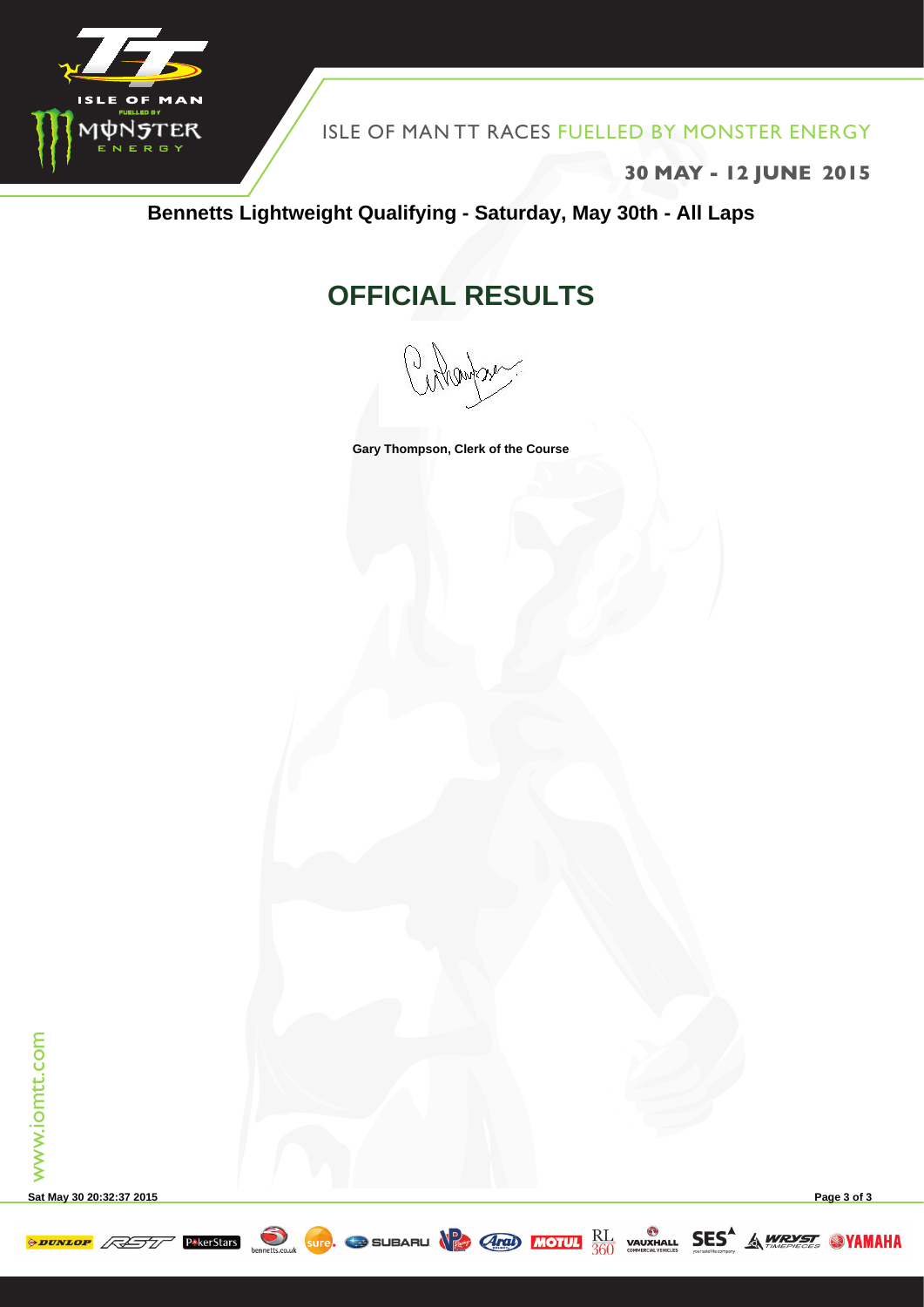**Bennetts Lightweight Qualifying - Saturday, May 30th - All Laps**

# OFFICIAL RESULTS

**Gary Thompson, Clerk of the Course**

**Sat May 30 20:32:37 2015**